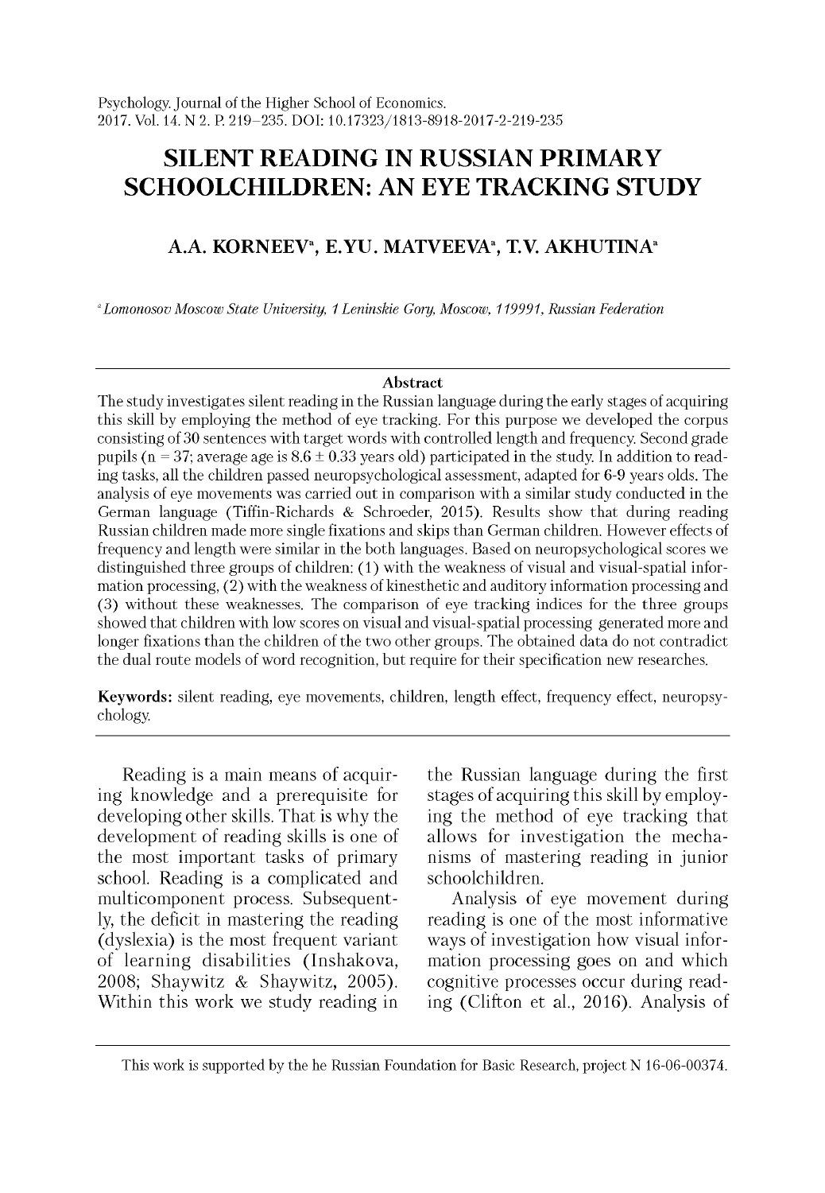Psychology. Journal of the Higher School of Economics.
2017. Vol. 14. N 2. P. 219–235. DOI: 10.17323/1813-8918-2017-2-219-235

# SILENT READING IN RUSSIAN PRIMARY SCHOOLCHILDREN: AN EYE TRACKING STUDY

**A.A. KORNEEV[a], E.YU. MATVEEVA[a], T.V. AKHUTINA[a]**

[a] *Lomonosov Moscow State University, 1 Leninskie Gory, Moscow, 119991, Russian Federation*

**Abstract**

The study investigates silent reading in the Russian language during the early stages of acquiring this skill by employing the method of eye tracking. For this purpose we developed the corpus consisting of 30 sentences with target words with controlled length and frequency. Second grade pupils (n = 37; average age is 8.6 ± 0.33 years old) participated in the study. In addition to reading tasks, all the children passed neuropsychological assessment, adapted for 6-9 years olds. The analysis of eye movements was carried out in comparison with a similar study conducted in the German language (Tiffin-Richards & Schroeder, 2015). Results show that during reading Russian children made more single fixations and skips than German children. However effects of frequency and length were similar in the both languages. Based on neuropsychological scores we distinguished three groups of children: (1) with the weakness of visual and visual-spatial information processing, (2) with the weakness of kinesthetic and auditory information processing and (3) without these weaknesses. The comparison of eye tracking indices for the three groups showed that children with low scores on visual and visual-spatial processing generated more and longer fixations than the children of the two other groups. The obtained data do not contradict the dual route models of word recognition, but require for their specification new researches.

**Keywords:** silent reading, eye movements, children, length effect, frequency effect, neuropsychology.

Reading is a main means of acquiring knowledge and a prerequisite for developing other skills. That is why the development of reading skills is one of the most important tasks of primary school. Reading is a complicated and multicomponent process. Subsequently, the deficit in mastering the reading (dyslexia) is the most frequent variant of learning disabilities (Inshakova, 2008; Shaywitz & Shaywitz, 2005). Within this work we study reading in the Russian language during the first stages of acquiring this skill by employing the method of eye tracking that allows for investigation the mechanisms of mastering reading in junior schoolchildren.

Analysis of eye movement during reading is one of the most informative ways of investigation how visual information processing goes on and which cognitive processes occur during reading (Clifton et al., 2016). Analysis of

This work is supported by the he Russian Foundation for Basic Research, project N 16-06-00374.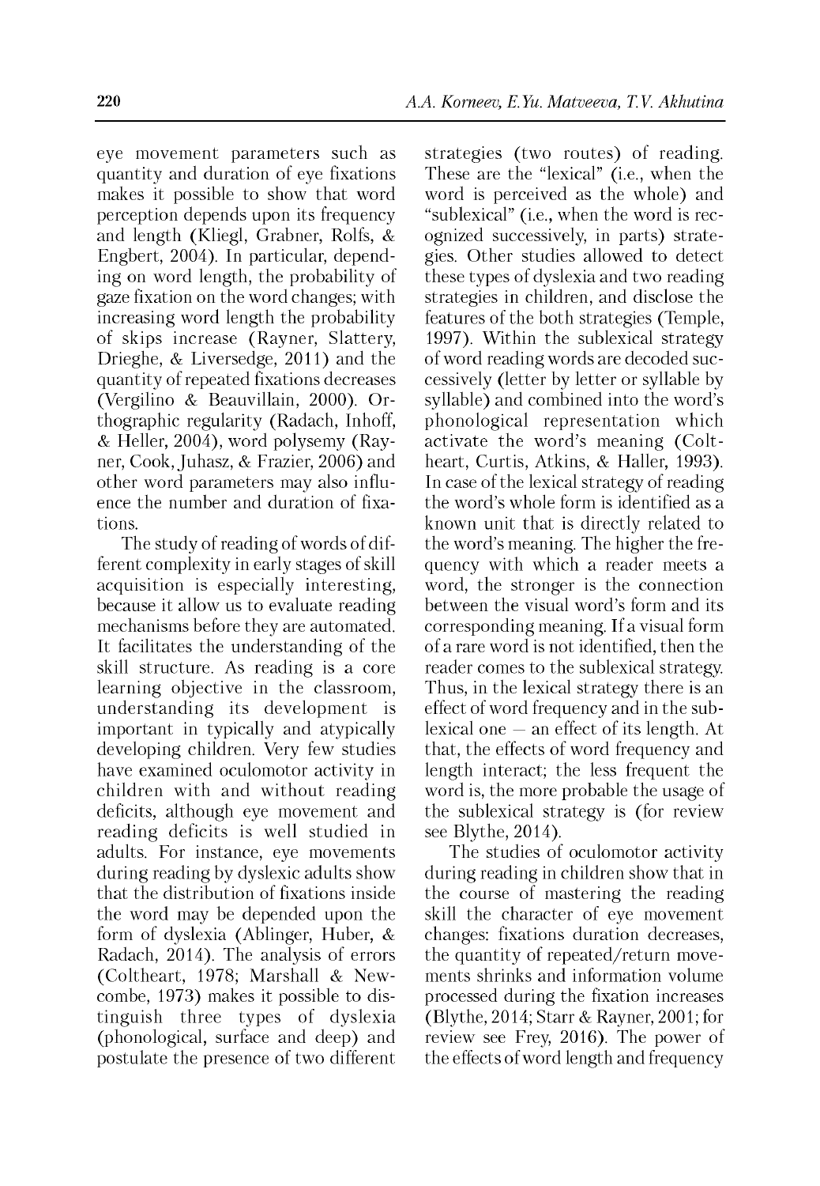eye movement parameters such as quantity and duration of eye fixations makes it possible to show that word perception depends upon its frequency and length (Kliegl, Grabner, Rolfs, & Engbert, 2004). In particular, depending on word length, the probability of gaze fixation on the word changes; with increasing word length the probability of skips increase (Rayner, Slattery, Drieghe, & Liversedge, 2011) and the quantity of repeated fixations decreases (Vergilino & Beauvillain, 2000). Orthographic regularity (Radach, Inhoff, & Heller, 2004), word polysemy (Rayner, Cook, Juhasz, & Frazier, 2006) and other word parameters may also influence the number and duration of fixations.

The study of reading of words of different complexity in early stages of skill acquisition is especially interesting, because it allow us to evaluate reading mechanisms before they are automated. It facilitates the understanding of the skill structure. As reading is a core learning objective in the classroom, understanding its development is important in typically and atypically developing children. Very few studies have examined oculomotor activity in children with and without reading deficits, although eye movement and reading deficits is well studied in adults. For instance, eye movements during reading by dyslexic adults show that the distribution of fixations inside the word may be depended upon the form of dyslexia (Ablinger, Huber, & Radach, 2014). The analysis of errors (Coltheart, 1978; Marshall & Newcombe, 1973) makes it possible to distinguish three types of dyslexia (phonological, surface and deep) and postulate the presence of two different strategies (two routes) of reading. These are the "lexical" (i.e., when the word is perceived as the whole) and "sublexical" (i.e., when the word is recognized successively, in parts) strategies. Other studies allowed to detect these types of dyslexia and two reading strategies in children, and disclose the features of the both strategies (Temple, 1997). Within the sublexical strategy of word reading words are decoded successively (letter by letter or syllable by syllable) and combined into the word's phonological representation which activate the word's meaning (Coltheart, Curtis, Atkins, & Haller, 1993). In case of the lexical strategy of reading the word's whole form is identified as a known unit that is directly related to the word's meaning. The higher the frequency with which a reader meets a word, the stronger is the connection between the visual word's form and its corresponding meaning. If a visual form of a rare word is not identified, then the reader comes to the sublexical strategy. Thus, in the lexical strategy there is an effect of word frequency and in the sublexical one – an effect of its length. At that, the effects of word frequency and length interact; the less frequent the word is, the more probable the usage of the sublexical strategy is (for review see Blythe, 2014).

The studies of oculomotor activity during reading in children show that in the course of mastering the reading skill the character of eye movement changes: fixations duration decreases, the quantity of repeated/return movements shrinks and information volume processed during the fixation increases (Blythe, 2014; Starr & Rayner, 2001; for review see Frey, 2016). The power of the effects of word length and frequency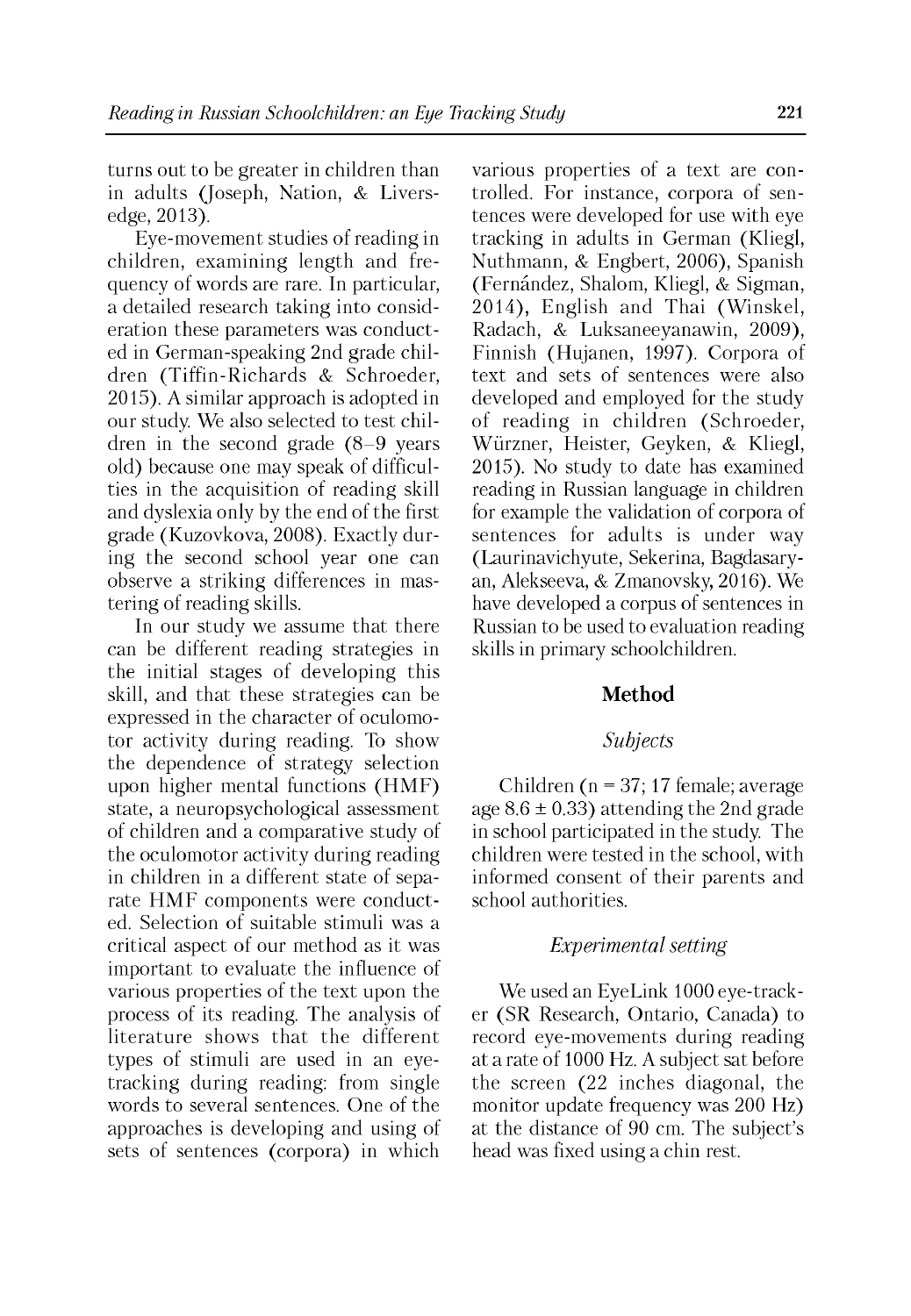turns out to be greater in children than in adults (Joseph, Nation, & Liversedge, 2013).

Eye-movement studies of reading in children, examining length and frequency of words are rare. In particular, a detailed research taking into consideration these parameters was conducted in German-speaking 2nd grade children (Tiffin-Richards & Schroeder, 2015). A similar approach is adopted in our study. We also selected to test children in the second grade (8–9 years old) because one may speak of difficulties in the acquisition of reading skill and dyslexia only by the end of the first grade (Kuzovkova, 2008). Exactly during the second school year one can observe a striking differences in mastering of reading skills.

In our study we assume that there can be different reading strategies in the initial stages of developing this skill, and that these strategies can be expressed in the character of oculomotor activity during reading. To show the dependence of strategy selection upon higher mental functions (HMF) state, a neuropsychological assessment of children and a comparative study of the oculomotor activity during reading in children in a different state of separate HMF components were conducted. Selection of suitable stimuli was a critical aspect of our method as it was important to evaluate the influence of various properties of the text upon the process of its reading. The analysis of literature shows that the different types of stimuli are used in an eye-tracking during reading: from single words to several sentences. One of the approaches is developing and using of sets of sentences (corpora) in which various properties of a text are controlled. For instance, corpora of sentences were developed for use with eye tracking in adults in German (Kliegl, Nuthmann, & Engbert, 2006), Spanish (Fernández, Shalom, Kliegl, & Sigman, 2014), English and Thai (Winskel, Radach, & Luksaneeyanawin, 2009), Finnish (Hujanen, 1997). Corpora of text and sets of sentences were also developed and employed for the study of reading in children (Schroeder, Würzner, Heister, Geyken, & Kliegl, 2015). No study to date has examined reading in Russian language in children for example the validation of corpora of sentences for adults is under way (Laurinavichyute, Sekerina, Bagdasaryan, Alekseeva, & Zmanovsky, 2016). We have developed a corpus of sentences in Russian to be used to evaluation reading skills in primary schoolchildren.

## Method

### *Subjects*

Children (n = 37; 17 female; average age 8.6 ± 0.33) attending the 2nd grade in school participated in the study. The children were tested in the school, with informed consent of their parents and school authorities.

### *Experimental setting*

We used an EyeLink 1000 eye-tracker (SR Research, Ontario, Canada) to record eye-movements during reading at a rate of 1000 Hz. A subject sat before the screen (22 inches diagonal, the monitor update frequency was 200 Hz) at the distance of 90 cm. The subject's head was fixed using a chin rest.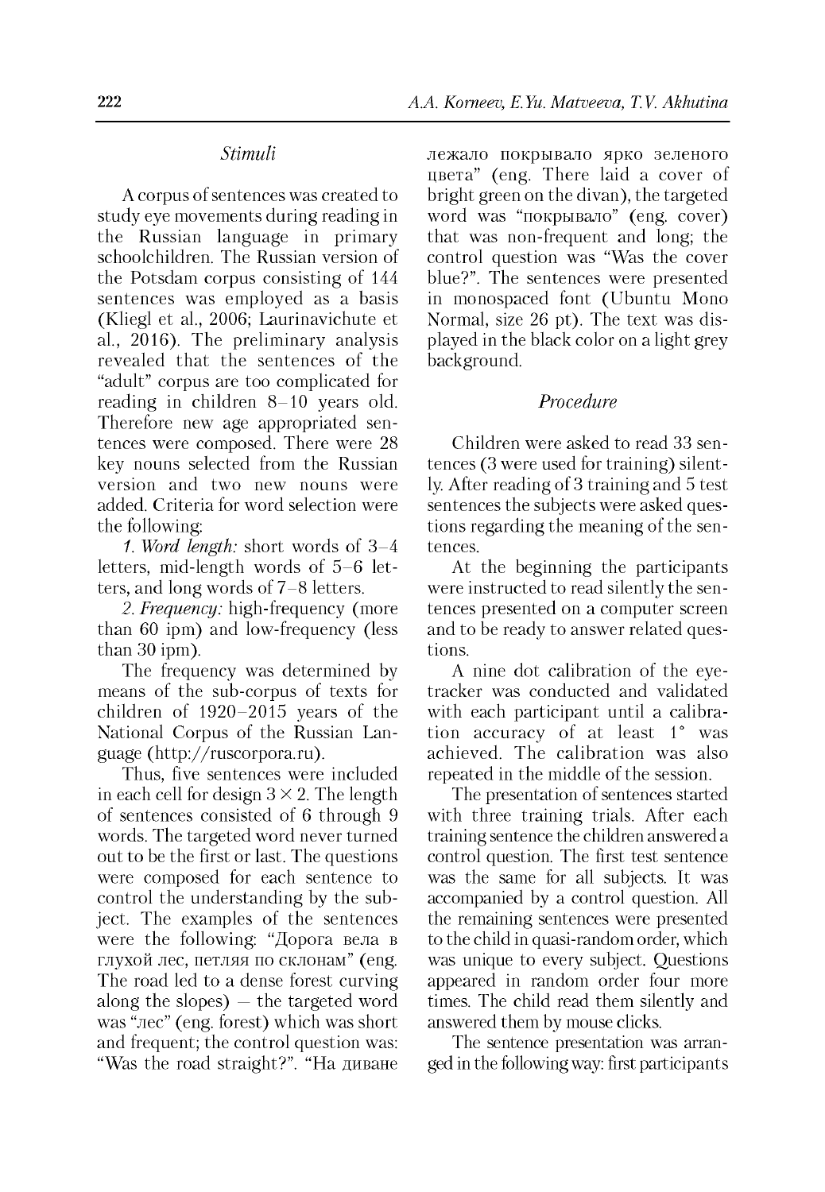### *Stimuli*

A corpus of sentences was created to study eye movements during reading in the Russian language in primary schoolchildren. The Russian version of the Potsdam corpus consisting of 144 sentences was employed as a basis (Kliegl et al., 2006; Laurinavichute et al., 2016). The preliminary analysis revealed that the sentences of the "adult" corpus are too complicated for reading in children 8–10 years old. Therefore new age appropriated sentences were composed. There were 28 key nouns selected from the Russian version and two new nouns were added. Criteria for word selection were the following:

*1. Word length:* short words of 3–4 letters, mid-length words of 5–6 letters, and long words of 7–8 letters.

*2. Frequency:* high-frequency (more than 60 ipm) and low-frequency (less than 30 ipm).

The frequency was determined by means of the sub-corpus of texts for children of 1920–2015 years of the National Corpus of the Russian Language (http://ruscorpora.ru).

Thus, five sentences were included in each cell for design $3 \times 2$. The length of sentences consisted of 6 through 9 words. The targeted word never turned out to be the first or last. The questions were composed for each sentence to control the understanding by the subject. The examples of the sentences were the following: "Дорога вела в глухой лес, петляя по склонам" (eng. The road led to a dense forest curving along the slopes) – the targeted word was "лес" (eng. forest) which was short and frequent; the control question was: "Was the road straight?". "На диване лежало покрывало ярко зеленого цвета" (eng. There laid a cover of bright green on the divan), the targeted word was "покрывало" (eng. cover) that was non-frequent and long; the control question was "Was the cover blue?". The sentences were presented in monospaced font (Ubuntu Mono Normal, size 26 pt). The text was displayed in the black color on a light grey background.

### *Procedure*

Children were asked to read 33 sentences (3 were used for training) silently. After reading of 3 training and 5 test sentences the subjects were asked questions regarding the meaning of the sentences.

At the beginning the participants were instructed to read silently the sentences presented on a computer screen and to be ready to answer related questions.

A nine dot calibration of the eyetracker was conducted and validated with each participant until a calibration accuracy of at least 1° was achieved. The calibration was also repeated in the middle of the session.

The presentation of sentences started with three training trials. After each training sentence the children answered a control question. The first test sentence was the same for all subjects. It was accompanied by a control question. All the remaining sentences were presented to the child in quasi-random order, which was unique to every subject. Questions appeared in random order four more times. The child read them silently and answered them by mouse clicks.

The sentence presentation was arranged in the following way: first participants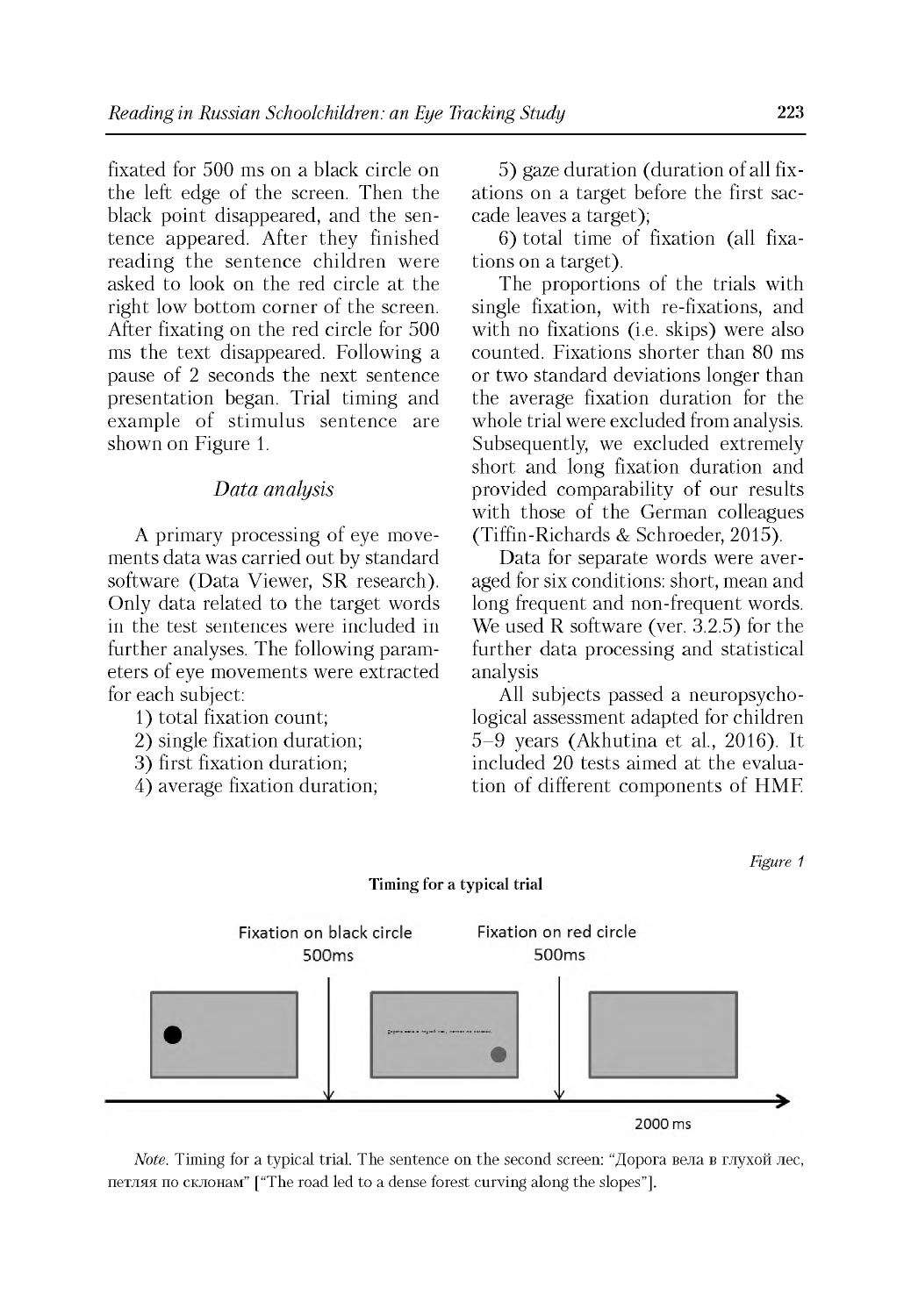fixated for 500 ms on a black circle on the left edge of the screen. Then the black point disappeared, and the sentence appeared. After they finished reading the sentence children were asked to look on the red circle at the right low bottom corner of the screen. After fixating on the red circle for 500 ms the text disappeared. Following a pause of 2 seconds the next sentence presentation began. Trial timing and example of stimulus sentence are shown on Figure 1.

### *Data analysis*

A primary processing of eye movements data was carried out by standard software (Data Viewer, SR research). Only data related to the target words in the test sentences were included in further analyses. The following parameters of eye movements were extracted for each subject:

1) total fixation count;
2) single fixation duration;
3) first fixation duration;
4) average fixation duration;
5) gaze duration (duration of all fixations on a target before the first saccade leaves a target);
6) total time of fixation (all fixations on a target).

The proportions of the trials with single fixation, with re-fixations, and with no fixations (i.e. skips) were also counted. Fixations shorter than 80 ms or two standard deviations longer than the average fixation duration for the whole trial were excluded from analysis. Subsequently, we excluded extremely short and long fixation duration and provided comparability of our results with those of the German colleagues (Tiffin-Richards & Schroeder, 2015).

Data for separate words were averaged for six conditions: short, mean and long frequent and non-frequent words. We used R software (ver. 3.2.5) for the further data processing and statistical analysis

All subjects passed a neuropsychological assessment adapted for children 5–9 years (Akhutina et al., 2016). It included 20 tests aimed at the evaluation of different components of HMF.

*Figure 1*

**Timing for a typical trial**

Fixation on black circle 500ms

Fixation on red circle 500ms

2000 ms

*Note.* Timing for a typical trial. The sentence on the second screen: "Дорога вела в глухой лес, петляя по склонам" ["The road led to a dense forest curving along the slopes"].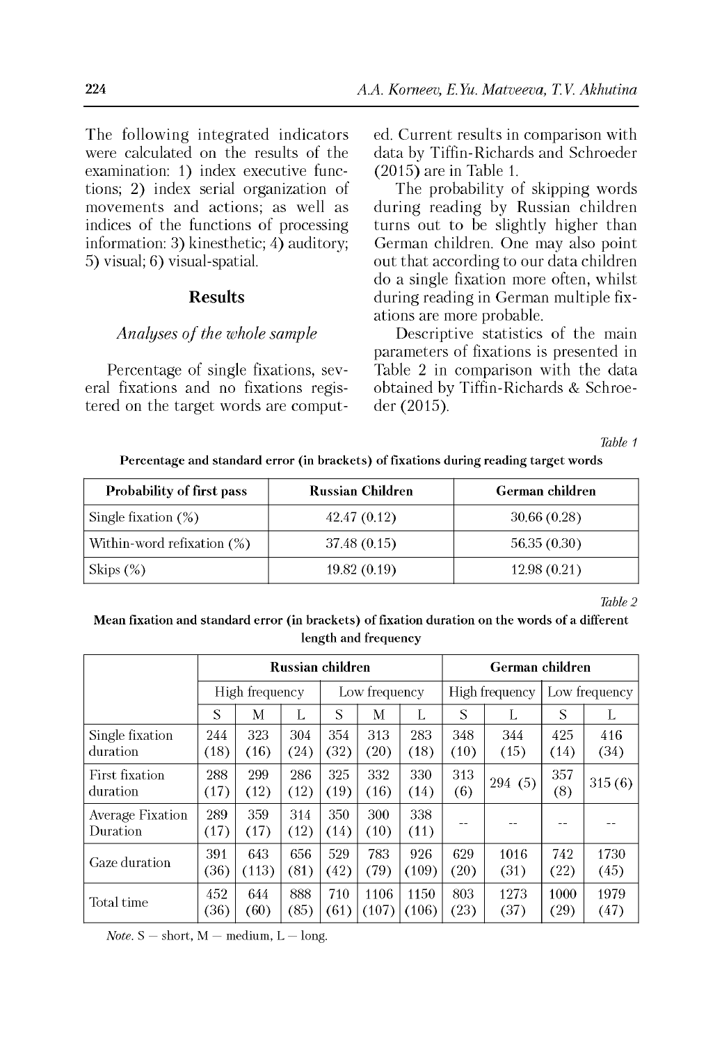The following integrated indicators were calculated on the results of the examination: 1) index executive functions; 2) index serial organization of movements and actions; as well as indices of the functions of processing information: 3) kinesthetic; 4) auditory; 5) visual; 6) visual-spatial.

## Results

### *Analyses of the whole sample*

Percentage of single fixations, several fixations and no fixations registered on the target words are computed. Current results in comparison with data by Tiffin-Richards and Schroeder (2015) are in Table 1.

The probability of skipping words during reading by Russian children turns out to be slightly higher than German children. One may also point out that according to our data children do a single fixation more often, whilst during reading in German multiple fixations are more probable.

Descriptive statistics of the main parameters of fixations is presented in Table 2 in comparison with the data obtained by Tiffin-Richards & Schroeder (2015).

*Table 1*

**Percentage and standard error (in brackets) of fixations during reading target words**

| Probability of first pass | Russian Children | German children |
|---|---|---|
| Single fixation (%) | 42.47 (0.12) | 30.66 (0.28) |
| Within-word refixation (%) | 37.48 (0.15) | 56.35 (0.30) |
| Skips (%) | 19.82 (0.19) | 12.98 (0.21) |

*Table 2*

**Mean fixation and standard error (in brackets) of fixation duration on the words of a different length and frequency**

| | Russian children | | | | | | German children | | | |
|---|---|---|---|---|---|---|---|---|---|---|
| | High frequency | | | Low frequency | | | High frequency | | Low frequency | |
| | S | M | L | S | M | L | S | L | S | L |
| Single fixation duration | 244 (18) | 323 (16) | 304 (24) | 354 (32) | 313 (20) | 283 (18) | 348 (10) | 344 (15) | 425 (14) | 416 (34) |
| First fixation duration | 288 (17) | 299 (12) | 286 (12) | 325 (19) | 332 (16) | 330 (14) | 313 (6) | 294 (5) | 357 (8) | 315 (6) |
| Average Fixation Duration | 289 (17) | 359 (17) | 314 (12) | 350 (14) | 300 (10) | 338 (11) | -- | -- | -- | -- |
| Gaze duration | 391 (36) | 643 (113) | 656 (81) | 529 (42) | 783 (79) | 926 (109) | 629 (20) | 1016 (31) | 742 (22) | 1730 (45) |
| Total time | 452 (36) | 644 (60) | 888 (85) | 710 (61) | 1106 (107) | 1150 (106) | 803 (23) | 1273 (37) | 1000 (29) | 1979 (47) |

*Note.* S — short, M — medium, L — long.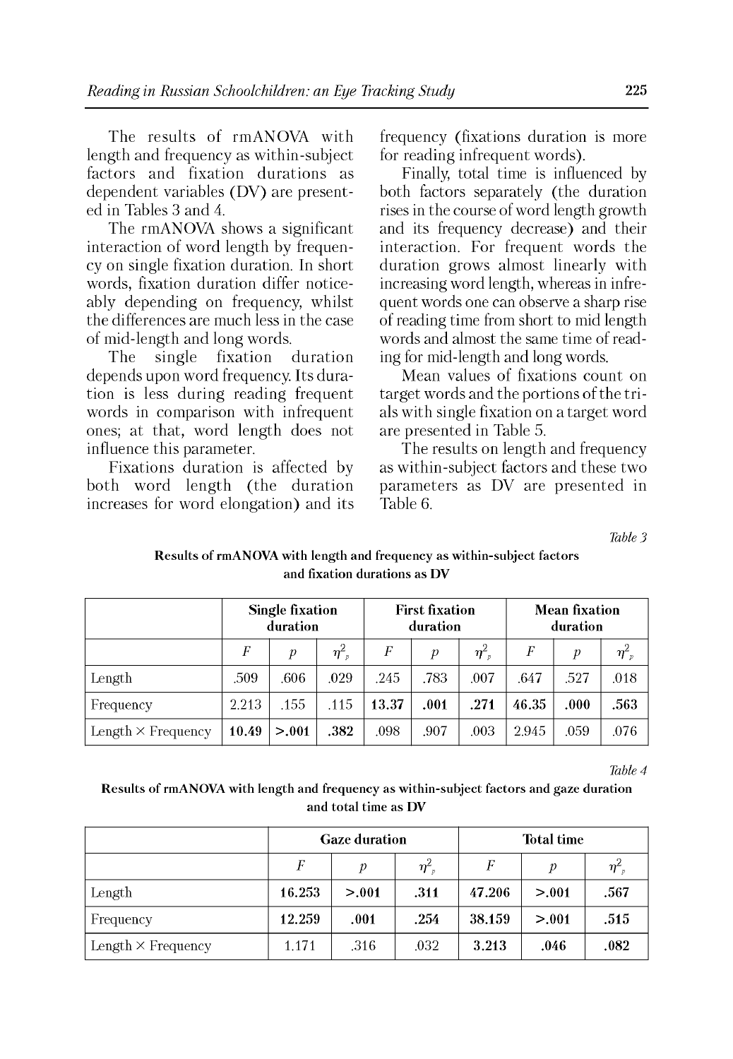The results of rmANOVA with length and frequency as within-subject factors and fixation durations as dependent variables (DV) are presented in Tables 3 and 4.

The rmANOVA shows a significant interaction of word length by frequency on single fixation duration. In short words, fixation duration differ noticeably depending on frequency, whilst the differences are much less in the case of mid-length and long words.

The single fixation duration depends upon word frequency. Its duration is less during reading frequent words in comparison with infrequent ones; at that, word length does not influence this parameter.

Fixations duration is affected by both word length (the duration increases for word elongation) and its frequency (fixations duration is more for reading infrequent words).

Finally, total time is influenced by both factors separately (the duration rises in the course of word length growth and its frequency decrease) and their interaction. For frequent words the duration grows almost linearly with increasing word length, whereas in infrequent words one can observe a sharp rise of reading time from short to mid length words and almost the same time of reading for mid-length and long words.

Mean values of fixations count on target words and the portions of the trials with single fixation on a target word are presented in Table 5.

The results on length and frequency as within-subject factors and these two parameters as DV are presented in Table 6.

*Table 3*

**Results of rmANOVA with length and frequency as within-subject factors and fixation durations as DV**

| | Single fixation duration | | | First fixation duration | | | Mean fixation duration | | |
|---|---|---|---|---|---|---|---|---|---|
| | $F$ | $p$ | $\eta^2_p$ | $F$ | $p$ | $\eta^2_p$ | $F$ | $p$ | $\eta^2_p$ |
| Length | .509 | .606 | .029 | .245 | .783 | .007 | .647 | .527 | .018 |
| Frequency | 2.213 | .155 | .115 | **13.37** | **.001** | **.271** | **46.35** | **.000** | **.563** |
| Length × Frequency | **10.49** | **>.001** | **.382** | .098 | .907 | .003 | 2.945 | .059 | .076 |

*Table 4*

**Results of rmANOVA with length and frequency as within-subject factors and gaze duration and total time as DV**

| | Gaze duration | | | Total time | | |
|---|---|---|---|---|---|---|
| | $F$ | $p$ | $\eta^2_p$ | $F$ | $p$ | $\eta^2_p$ |
| Length | **16.253** | **>.001** | **.311** | **47.206** | **>.001** | **.567** |
| Frequency | **12.259** | **.001** | **.254** | **38.159** | **>.001** | **.515** |
| Length × Frequency | 1.171 | .316 | .032 | **3.213** | **.046** | **.082** |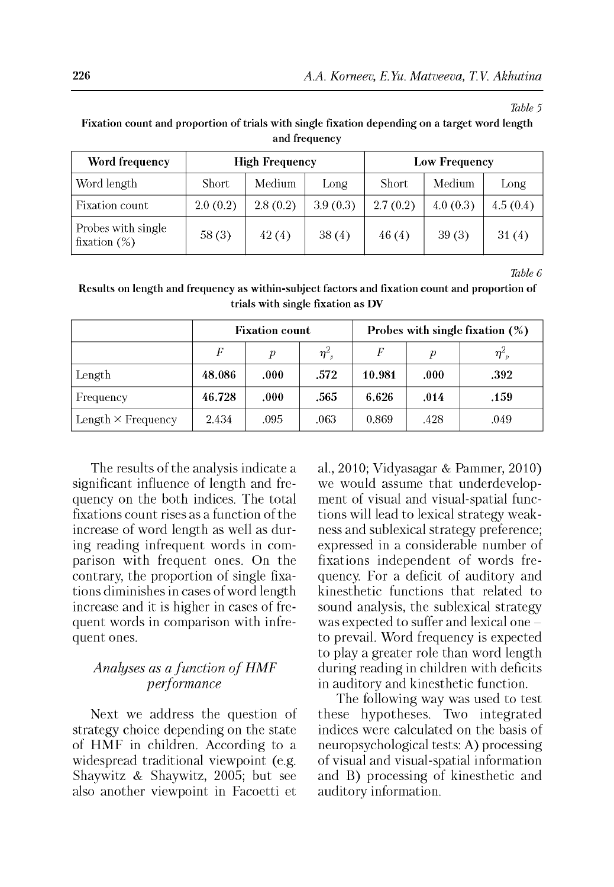*Table 5*

**Fixation count and proportion of trials with single fixation depending on a target word length and frequency**

| Word frequency | High Frequency | | | Low Frequency | | |
|---|---|---|---|---|---|---|
| Word length | Short | Medium | Long | Short | Medium | Long |
| Fixation count | 2.0 (0.2) | 2.8 (0.2) | 3.9 (0.3) | 2.7 (0.2) | 4.0 (0.3) | 4.5 (0.4) |
| Probes with single fixation (%) | 58 (3) | 42 (4) | 38 (4) | 46 (4) | 39 (3) | 31 (4) |

*Table 6*

**Results on length and frequency as within-subject factors and fixation count and proportion of trials with single fixation as DV**

| | Fixation count | | | Probes with single fixation (%) | | |
|---|---|---|---|---|---|---|
| | $F$ | $p$ | $\eta^2_p$ | $F$ | $p$ | $\eta^2_p$ |
| Length | **48.086** | **.000** | **.572** | **10.981** | **.000** | **.392** |
| Frequency | **46.728** | **.000** | **.565** | **6.626** | **.014** | **.159** |
| Length × Frequency | 2.434 | .095 | .063 | 0.869 | .428 | .049 |

The results of the analysis indicate a significant influence of length and frequency on the both indices. The total fixations count rises as a function of the increase of word length as well as during reading infrequent words in comparison with frequent ones. On the contrary, the proportion of single fixations diminishes in cases of word length increase and it is higher in cases of frequent words in comparison with infrequent ones.

### *Analyses as a function of HMF performance*

Next we address the question of strategy choice depending on the state of HMF in children. According to a widespread traditional viewpoint (e.g. Shaywitz & Shaywitz, 2005; but see also another viewpoint in Facoetti et al., 2010; Vidyasagar & Pammer, 2010) we would assume that underdevelopment of visual and visual-spatial functions will lead to lexical strategy weakness and sublexical strategy preference; expressed in a considerable number of fixations independent of words frequency. For a deficit of auditory and kinesthetic functions that related to sound analysis, the sublexical strategy was expected to suffer and lexical one – to prevail. Word frequency is expected to play a greater role than word length during reading in children with deficits in auditory and kinesthetic function.

The following way was used to test these hypotheses. Two integrated indices were calculated on the basis of neuropsychological tests: A) processing of visual and visual-spatial information and B) processing of kinesthetic and auditory information.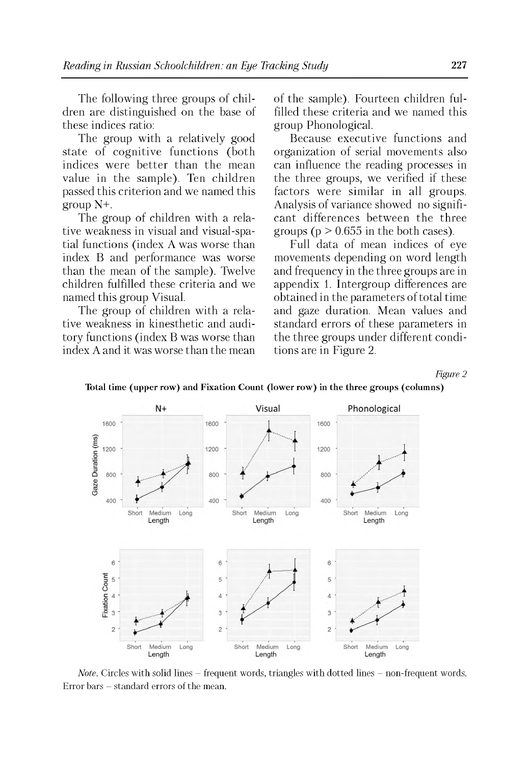The following three groups of children are distinguished on the base of these indices ratio:

The group with a relatively good state of cognitive functions (both indices were better than the mean value in the sample). Ten children passed this criterion and we named this group N+.

The group of children with a relative weakness in visual and visual-spatial functions (index A was worse than index B and performance was worse than the mean of the sample). Twelve children fulfilled these criteria and we named this group Visual.

The group of children with a relative weakness in kinesthetic and auditory functions (index B was worse than index A and it was worse than the mean of the sample). Fourteen children fulfilled these criteria and we named this group Phonological.

Because executive functions and organization of serial movements also can influence the reading processes in the three groups, we verified if these factors were similar in all groups. Analysis of variance showed no significant differences between the three groups ($p > 0.655$ in the both cases).

Full data of mean indices of eye movements depending on word length and frequency in the three groups are in appendix 1. Intergroup differences are obtained in the parameters of total time and gaze duration. Mean values and standard errors of these parameters in the three groups under different conditions are in Figure 2.

*Figure 2*

**Total time (upper row) and Fixation Count (lower row) in the three groups (columns)**

*Note.* Circles with solid lines – frequent words, triangles with dotted lines – non-frequent words. Error bars – standard errors of the mean.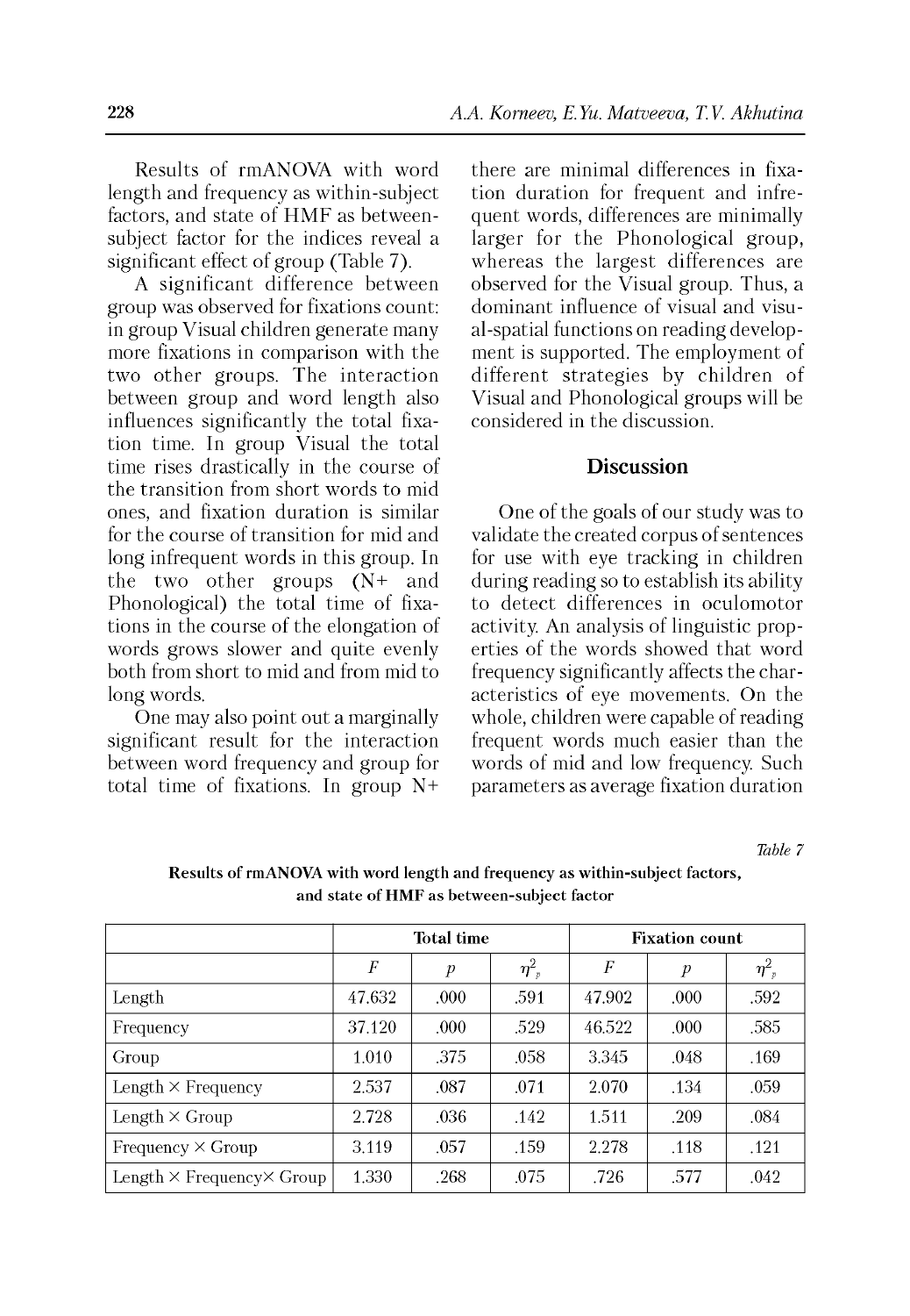Results of rmANOVA with word length and frequency as within-subject factors, and state of HMF as between-subject factor for the indices reveal a significant effect of group (Table 7).

A significant difference between group was observed for fixations count: in group Visual children generate many more fixations in comparison with the two other groups. The interaction between group and word length also influences significantly the total fixation time. In group Visual the total time rises drastically in the course of the transition from short words to mid ones, and fixation duration is similar for the course of transition for mid and long infrequent words in this group. In the two other groups (N+ and Phonological) the total time of fixations in the course of the elongation of words grows slower and quite evenly both from short to mid and from mid to long words.

One may also point out a marginally significant result for the interaction between word frequency and group for total time of fixations. In group N+ there are minimal differences in fixation duration for frequent and infrequent words, differences are minimally larger for the Phonological group, whereas the largest differences are observed for the Visual group. Thus, a dominant influence of visual and visual-spatial functions on reading development is supported. The employment of different strategies by children of Visual and Phonological groups will be considered in the discussion.

## Discussion

One of the goals of our study was to validate the created corpus of sentences for use with eye tracking in children during reading so to establish its ability to detect differences in oculomotor activity. An analysis of linguistic properties of the words showed that word frequency significantly affects the characteristics of eye movements. On the whole, children were capable of reading frequent words much easier than the words of mid and low frequency. Such parameters as average fixation duration

*Table 7*

**Results of rmANOVA with word length and frequency as within-subject factors, and state of HMF as between-subject factor**

| | Total time | | | Fixation count | | |
|---|---|---|---|---|---|---|
| | $F$ | $p$ | $\eta^2_p$ | $F$ | $p$ | $\eta^2_p$ |
| Length | 47.632 | .000 | .591 | 47.902 | .000 | .592 |
| Frequency | 37.120 | .000 | .529 | 46.522 | .000 | .585 |
| Group | 1.010 | .375 | .058 | 3.345 | .048 | .169 |
| Length × Frequency | 2.537 | .087 | .071 | 2.070 | .134 | .059 |
| Length × Group | 2.728 | .036 | .142 | 1.511 | .209 | .084 |
| Frequency × Group | 3.119 | .057 | .159 | 2.278 | .118 | .121 |
| Length × Frequency× Group | 1.330 | .268 | .075 | .726 | .577 | .042 |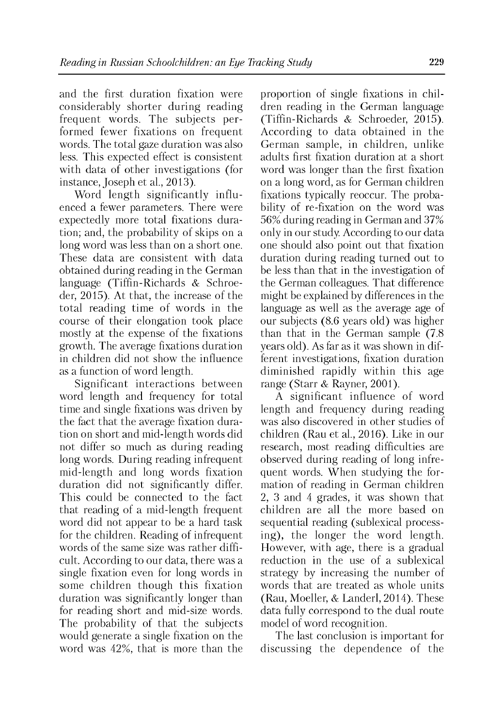and the first duration fixation were considerably shorter during reading frequent words. The subjects performed fewer fixations on frequent words. The total gaze duration was also less. This expected effect is consistent with data of other investigations (for instance, Joseph et al., 2013).

Word length significantly influenced a fewer parameters. There were expectedly more total fixations duration; and, the probability of skips on a long word was less than on a short one. These data are consistent with data obtained during reading in the German language (Tiffin-Richards & Schroeder, 2015). At that, the increase of the total reading time of words in the course of their elongation took place mostly at the expense of the fixations growth. The average fixations duration in children did not show the influence as a function of word length.

Significant interactions between word length and frequency for total time and single fixations was driven by the fact that the average fixation duration on short and mid-length words did not differ so much as during reading long words. During reading infrequent mid-length and long words fixation duration did not significantly differ. This could be connected to the fact that reading of a mid-length frequent word did not appear to be a hard task for the children. Reading of infrequent words of the same size was rather difficult. According to our data, there was a single fixation even for long words in some children though this fixation duration was significantly longer than for reading short and mid-size words. The probability of that the subjects would generate a single fixation on the word was 42%, that is more than the proportion of single fixations in children reading in the German language (Tiffin-Richards & Schroeder, 2015). According to data obtained in the German sample, in children, unlike adults first fixation duration at a short word was longer than the first fixation on a long word, as for German children fixations typically reoccur. The probability of re-fixation on the word was 56% during reading in German and 37% only in our study. According to our data one should also point out that fixation duration during reading turned out to be less than that in the investigation of the German colleagues. That difference might be explained by differences in the language as well as the average age of our subjects (8.6 years old) was higher than that in the German sample (7.8 years old). As far as it was shown in different investigations, fixation duration diminished rapidly within this age range (Starr & Rayner, 2001).

A significant influence of word length and frequency during reading was also discovered in other studies of children (Rau et al., 2016). Like in our research, most reading difficulties are observed during reading of long infrequent words. When studying the formation of reading in German children 2, 3 and 4 grades, it was shown that children are all the more based on sequential reading (sublexical processing), the longer the word length. However, with age, there is a gradual reduction in the use of a sublexical strategy by increasing the number of words that are treated as whole units (Rau, Moeller, & Landerl, 2014). These data fully correspond to the dual route model of word recognition.

The last conclusion is important for discussing the dependence of the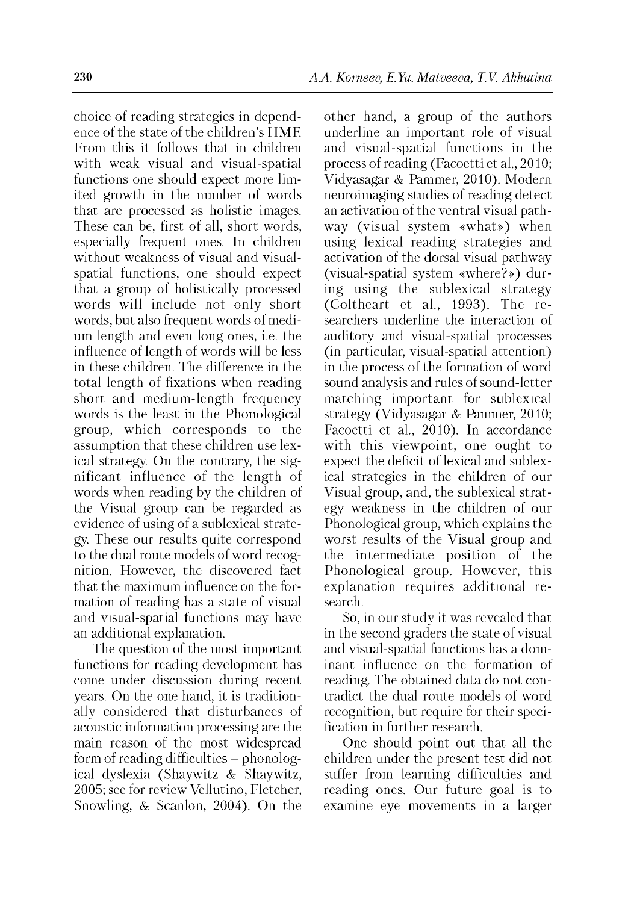choice of reading strategies in dependence of the state of the children's HMF. From this it follows that in children with weak visual and visual-spatial functions one should expect more limited growth in the number of words that are processed as holistic images. These can be, first of all, short words, especially frequent ones. In children without weakness of visual and visual-spatial functions, one should expect that a group of holistically processed words will include not only short words, but also frequent words of medium length and even long ones, i.e. the influence of length of words will be less in these children. The difference in the total length of fixations when reading short and medium-length frequency words is the least in the Phonological group, which corresponds to the assumption that these children use lexical strategy. On the contrary, the significant influence of the length of words when reading by the children of the Visual group can be regarded as evidence of using of a sublexical strategy. These our results quite correspond to the dual route models of word recognition. However, the discovered fact that the maximum influence on the formation of reading has a state of visual and visual-spatial functions may have an additional explanation.

The question of the most important functions for reading development has come under discussion during recent years. On the one hand, it is traditionally considered that disturbances of acoustic information processing are the main reason of the most widespread form of reading difficulties – phonological dyslexia (Shaywitz & Shaywitz, 2005; see for review Vellutino, Fletcher, Snowling, & Scanlon, 2004). On the other hand, a group of the authors underline an important role of visual and visual-spatial functions in the process of reading (Facoetti et al., 2010; Vidyasagar & Pammer, 2010). Modern neuroimaging studies of reading detect an activation of the ventral visual pathway (visual system «what») when using lexical reading strategies and activation of the dorsal visual pathway (visual-spatial system «where?») during using the sublexical strategy (Coltheart et al., 1993). The researchers underline the interaction of auditory and visual-spatial processes (in particular, visual-spatial attention) in the process of the formation of word sound analysis and rules of sound-letter matching important for sublexical strategy (Vidyasagar & Pammer, 2010; Facoetti et al., 2010). In accordance with this viewpoint, one ought to expect the deficit of lexical and sublexical strategies in the children of our Visual group, and, the sublexical strategy weakness in the children of our Phonological group, which explains the worst results of the Visual group and the intermediate position of the Phonological group. However, this explanation requires additional research.

So, in our study it was revealed that in the second graders the state of visual and visual-spatial functions has a dominant influence on the formation of reading. The obtained data do not contradict the dual route models of word recognition, but require for their specification in further research.

One should point out that all the children under the present test did not suffer from learning difficulties and reading ones. Our future goal is to examine eye movements in a larger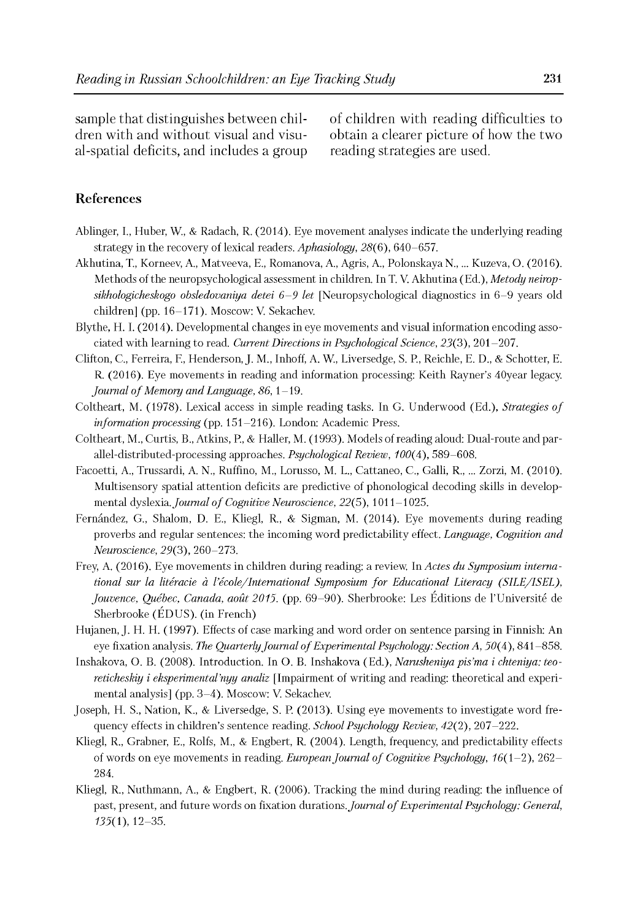sample that distinguishes between children with and without visual and visual-spatial deficits, and includes a group of children with reading difficulties to obtain a clearer picture of how the two reading strategies are used.

## References

Ablinger, I., Huber, W., & Radach, R. (2014). Eye movement analyses indicate the underlying reading strategy in the recovery of lexical readers. *Aphasiology, 28*(6), 640–657.

Akhutina, T., Korneev, A., Matveeva, E., Romanova, A., Agris, A., Polonskaya N., ... Kuzeva, O. (2016). Methods of the neuropsychological assessment in children. In T. V. Akhutina (Ed.), *Metody neiropsikhologicheskogo obsledovaniya detei 6–9 let* [Neuropsychological diagnostics in 6–9 years old children] (pp. 16–171). Moscow: V. Sekachev.

Blythe, H. I. (2014). Developmental changes in eye movements and visual information encoding associated with learning to read. *Current Directions in Psychological Science, 23*(3), 201–207.

Clifton, C., Ferreira, F., Henderson, J. M., Inhoff, A. W., Liversedge, S. P., Reichle, E. D., & Schotter, E. R. (2016). Eye movements in reading and information processing: Keith Rayner's 40year legacy. *Journal of Memory and Language, 86*, 1–19.

Coltheart, M. (1978). Lexical access in simple reading tasks. In G. Underwood (Ed.), *Strategies of information processing* (pp. 151–216). London: Academic Press.

Coltheart, M., Curtis, B., Atkins, P., & Haller, M. (1993). Models of reading aloud: Dual-route and parallel-distributed-processing approaches. *Psychological Review, 100*(4), 589–608.

Facoetti, A., Trussardi, A. N., Ruffino, M., Lorusso, M. L., Cattaneo, C., Galli, R., ... Zorzi, M. (2010). Multisensory spatial attention deficits are predictive of phonological decoding skills in developmental dyslexia. *Journal of Cognitive Neuroscience, 22*(5), 1011–1025.

Fernández, G., Shalom, D. E., Kliegl, R., & Sigman, M. (2014). Eye movements during reading proverbs and regular sentences: the incoming word predictability effect. *Language, Cognition and Neuroscience, 29*(3), 260–273.

Frey, A. (2016). Eye movements in children during reading: a review. In *Actes du Symposium international sur la litéracie à l'école/International Symposium for Educational Literacy (SILE/ISEL), Jouvence, Québec, Canada, août 2015*. (pp. 69–90). Sherbrooke: Les Éditions de l'Université de Sherbrooke (ÉDUS). (in French)

Hujanen, J. H. H. (1997). Effects of case marking and word order on sentence parsing in Finnish: An eye fixation analysis. *The Quarterly Journal of Experimental Psychology: Section A, 50*(4), 841–858.

Inshakova, O. B. (2008). Introduction. In O. B. Inshakova (Ed.), *Narusheniya pis'ma i chteniya: teoreticheskiy i eksperimental'nyy analiz* [Impairment of writing and reading: theoretical and experimental analysis] (pp. 3–4). Moscow: V. Sekachev.

Joseph, H. S., Nation, K., & Liversedge, S. P. (2013). Using eye movements to investigate word frequency effects in children's sentence reading. *School Psychology Review, 42*(2), 207–222.

Kliegl, R., Grabner, E., Rolfs, M., & Engbert, R. (2004). Length, frequency, and predictability effects of words on eye movements in reading. *European Journal of Cognitive Psychology, 16*(1–2), 262–284.

Kliegl, R., Nuthmann, A., & Engbert, R. (2006). Tracking the mind during reading: the influence of past, present, and future words on fixation durations. *Journal of Experimental Psychology: General, 135*(1), 12–35.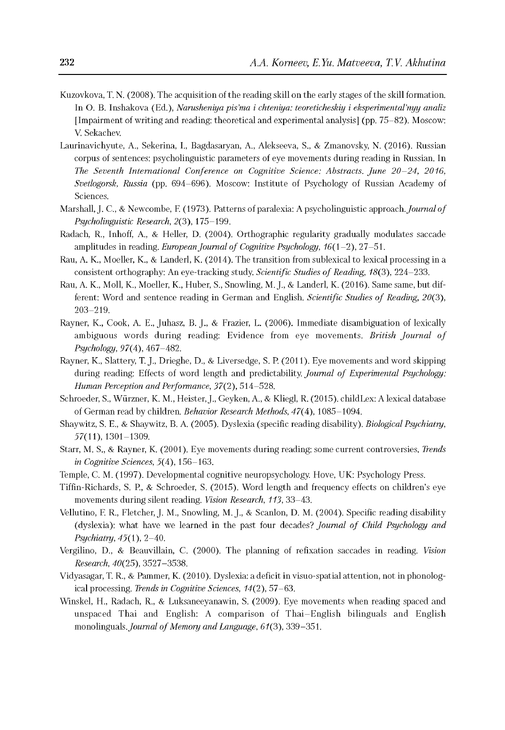Kuzovkova, T. N. (2008). The acquisition of the reading skill on the early stages of the skill formation. In O. B. Inshakova (Ed.), *Narusheniya pis'ma i chteniya: teoreticheskiy i eksperimental'nyy analiz* [Impairment of writing and reading: theoretical and experimental analysis] (pp. 75–82). Moscow: V. Sekachev.

Laurinavichyute, A., Sekerina, I., Bagdasaryan, A., Alekseeva, S., & Zmanovsky, N. (2016). Russian corpus of sentences: psycholinguistic parameters of eye movements during reading in Russian. In *The Seventh International Conference on Cognitive Science: Abstracts. June 20–24, 2016, Svetlogorsk, Russia* (pp. 694–696). Moscow: Institute of Psychology of Russian Academy of Sciences.

Marshall, J. C., & Newcombe, F. (1973). Patterns of paralexia: A psycholinguistic approach. *Journal of Psycholinguistic Research, 2*(3), 175–199.

Radach, R., Inhoff, A., & Heller, D. (2004). Orthographic regularity gradually modulates saccade amplitudes in reading. *European Journal of Cognitive Psychology, 16*(1–2), 27–51.

Rau, A. K., Moeller, K., & Landerl, K. (2014). The transition from sublexical to lexical processing in a consistent orthography: An eye-tracking study. *Scientific Studies of Reading, 18*(3), 224–233.

Rau, A. K., Moll, K., Moeller, K., Huber, S., Snowling, M. J., & Landerl, K. (2016). Same same, but different: Word and sentence reading in German and English. *Scientific Studies of Reading, 20*(3), 203–219.

Rayner, K., Cook, A. E., Juhasz, B. J., & Frazier, L. (2006). Immediate disambiguation of lexically ambiguous words during reading: Evidence from eye movements. *British Journal of Psychology, 97*(4), 467–482.

Rayner, K., Slattery, T. J., Drieghe, D., & Liversedge, S. P. (2011). Eye movements and word skipping during reading: Effects of word length and predictability. *Journal of Experimental Psychology: Human Perception and Performance, 37*(2), 514–528.

Schroeder, S., Würzner, K. M., Heister, J., Geyken, A., & Kliegl, R. (2015). childLex: A lexical database of German read by children. *Behavior Research Methods, 47*(4), 1085–1094.

Shaywitz, S. E., & Shaywitz, B. A. (2005). Dyslexia (specific reading disability). *Biological Psychiatry, 57*(11), 1301–1309.

Starr, M. S., & Rayner, K. (2001). Eye movements during reading: some current controversies. *Trends in Cognitive Sciences, 5*(4), 156–163.

Temple, C. M. (1997). Developmental cognitive neuropsychology. Hove, UK: Psychology Press.

Tiffin-Richards, S. P., & Schroeder, S. (2015). Word length and frequency effects on children's eye movements during silent reading. *Vision Research, 113*, 33–43.

Vellutino, F. R., Fletcher, J. M., Snowling, M. J., & Scanlon, D. M. (2004). Specific reading disability (dyslexia): what have we learned in the past four decades? *Journal of Child Psychology and Psychiatry, 45*(1), 2–40.

Vergilino, D., & Beauvillain, C. (2000). The planning of refixation saccades in reading. *Vision Research, 40*(25), 3527–3538.

Vidyasagar, T. R., & Pammer, K. (2010). Dyslexia: a deficit in visuo-spatial attention, not in phonological processing. *Trends in Cognitive Sciences, 14*(2), 57–63.

Winskel, H., Radach, R., & Luksaneeyanawin, S. (2009). Eye movements when reading spaced and unspaced Thai and English: A comparison of Thai–English bilinguals and English monolinguals. *Journal of Memory and Language, 61*(3), 339–351.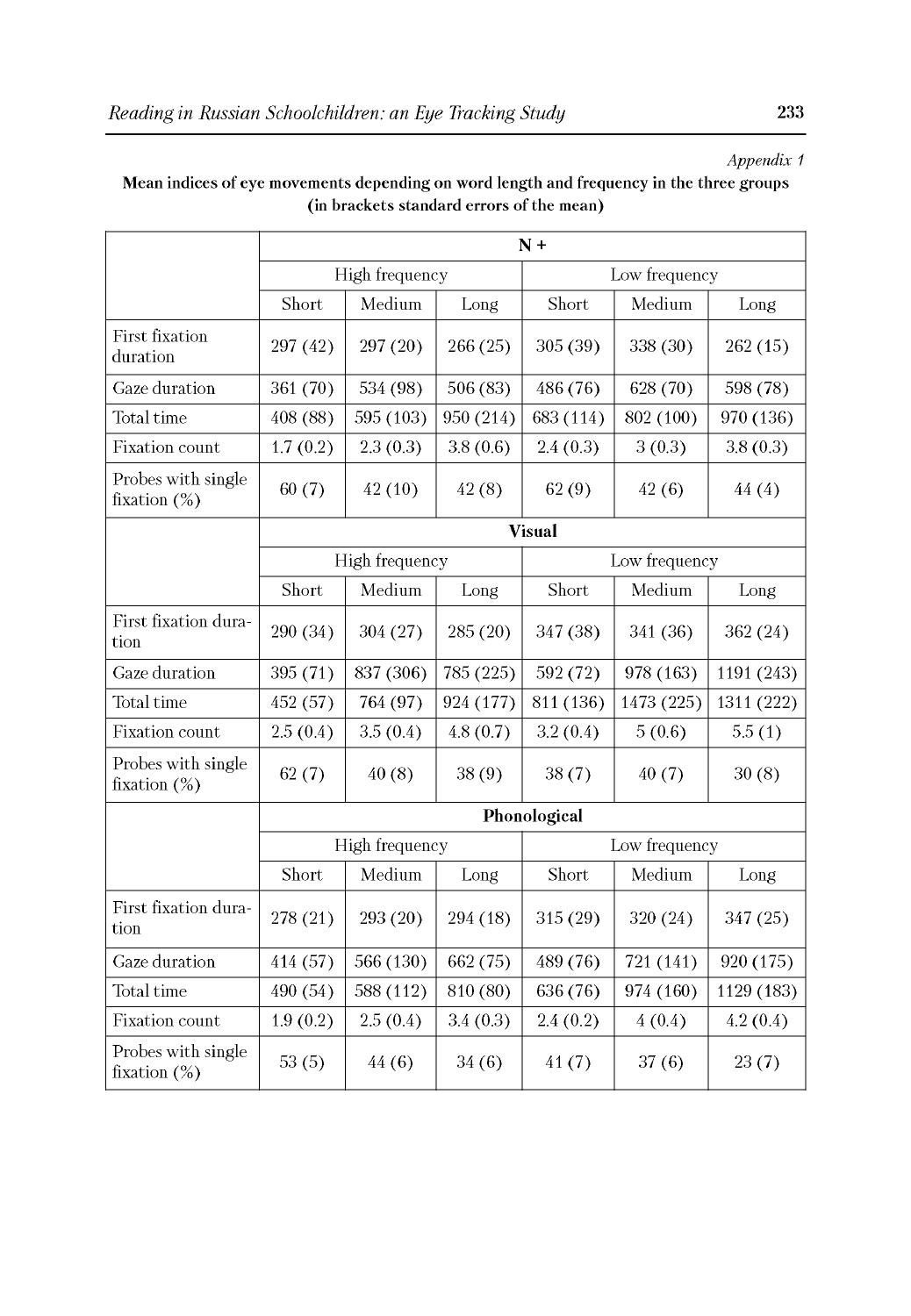*Appendix 1*

**Mean indices of eye movements depending on word length and frequency in the three groups (in brackets standard errors of the mean)**

| | **N +** | | | | | |
|---|---|---|---|---|---|---|
| | High frequency | | | Low frequency | | |
| | Short | Medium | Long | Short | Medium | Long |
| First fixation duration | 297 (42) | 297 (20) | 266 (25) | 305 (39) | 338 (30) | 262 (15) |
| Gaze duration | 361 (70) | 534 (98) | 506 (83) | 486 (76) | 628 (70) | 598 (78) |
| Total time | 408 (88) | 595 (103) | 950 (214) | 683 (114) | 802 (100) | 970 (136) |
| Fixation count | 1.7 (0.2) | 2.3 (0.3) | 3.8 (0.6) | 2.4 (0.3) | 3 (0.3) | 3.8 (0.3) |
| Probes with single fixation (%) | 60 (7) | 42 (10) | 42 (8) | 62 (9) | 42 (6) | 44 (4) |
| | **Visual** | | | | | |
| | High frequency | | | Low frequency | | |
| | Short | Medium | Long | Short | Medium | Long |
| First fixation duration | 290 (34) | 304 (27) | 285 (20) | 347 (38) | 341 (36) | 362 (24) |
| Gaze duration | 395 (71) | 837 (306) | 785 (225) | 592 (72) | 978 (163) | 1191 (243) |
| Total time | 452 (57) | 764 (97) | 924 (177) | 811 (136) | 1473 (225) | 1311 (222) |
| Fixation count | 2.5 (0.4) | 3.5 (0.4) | 4.8 (0.7) | 3.2 (0.4) | 5 (0.6) | 5.5 (1) |
| Probes with single fixation (%) | 62 (7) | 40 (8) | 38 (9) | 38 (7) | 40 (7) | 30 (8) |
| | **Phonological** | | | | | |
| | High frequency | | | Low frequency | | |
| | Short | Medium | Long | Short | Medium | Long |
| First fixation duration | 278 (21) | 293 (20) | 294 (18) | 315 (29) | 320 (24) | 347 (25) |
| Gaze duration | 414 (57) | 566 (130) | 662 (75) | 489 (76) | 721 (141) | 920 (175) |
| Total time | 490 (54) | 588 (112) | 810 (80) | 636 (76) | 974 (160) | 1129 (183) |
| Fixation count | 1.9 (0.2) | 2.5 (0.4) | 3.4 (0.3) | 2.4 (0.2) | 4 (0.4) | 4.2 (0.4) |
| Probes with single fixation (%) | 53 (5) | 44 (6) | 34 (6) | 41 (7) | 37 (6) | 23 (7) |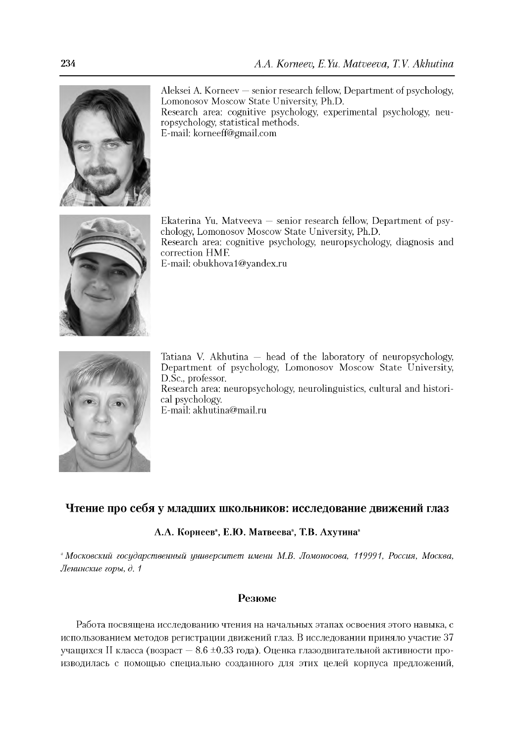Aleksei A. Korneev — senior research fellow, Department of psychology, Lomonosov Moscow State University, Ph.D.
Research area: cognitive psychology, experimental psychology, neuropsychology, statistical methods.
E-mail: korneeff@gmail.com

Ekaterina Yu. Matveeva — senior research fellow, Department of psychology, Lomonosov Moscow State University, Ph.D.
Research area: cognitive psychology, neuropsychology, diagnosis and correction HMF.
E-mail: obukhova1@yandex.ru

Tatiana V. Akhutina — head of the laboratory of neuropsychology, Department of psychology, Lomonosov Moscow State University, D.Sc., professor.
Research area: neuropsychology, neurolinguistics, cultural and historical psychology.
E-mail: akhutina@mail.ru

## Чтение про себя у младших школьников: исследование движений глаз

**А.А. Корнеев[a], Е.Ю. Матвеева[a], Т.В. Ахутина[a]**

*[a] Московский государственный университет имени М.В. Ломоносова, 119991, Россия, Москва, Ленинские горы, д. 1*

### Резюме

Работа посвящена исследованию чтения на начальных этапах освоения этого навыка, с использованием методов регистрации движений глаз. В исследовании приняло участие 37 учащихся II класса (возраст — 8.6 ±0.33 года). Оценка глазодвигательной активности производилась с помощью специально созданного для этих целей корпуса предложений,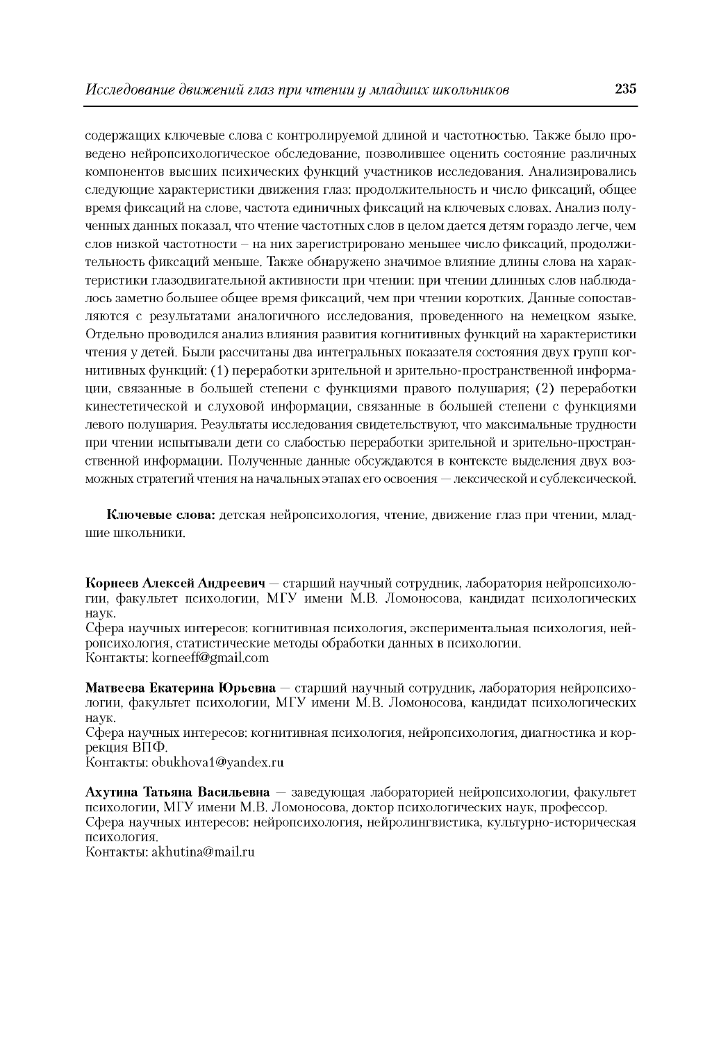содержащих ключевые слова с контролируемой длиной и частотностью. Также было проведено нейропсихологическое обследование, позволившее оценить состояние различных компонентов высших психических функций участников исследования. Анализировались следующие характеристики движения глаз: продолжительность и число фиксаций, общее время фиксаций на слове, частота единичных фиксаций на ключевых словах. Анализ полученных данных показал, что чтение частотных слов в целом дается детям гораздо легче, чем слов низкой частотности – на них зарегистрировано меньшее число фиксаций, продолжительность фиксаций меньше. Также обнаружено значимое влияние длины слова на характеристики глазодвигательной активности при чтении: при чтении длинных слов наблюдалось заметно большее общее время фиксаций, чем при чтении коротких. Данные сопоставляются с результатами аналогичного исследования, проведенного на немецком языке. Отдельно проводился анализ влияния развития когнитивных функций на характеристики чтения у детей. Были рассчитаны два интегральных показателя состояния двух групп когнитивных функций: (1) переработки зрительной и зрительно-пространственной информации, связанные в большей степени с функциями правого полушария; (2) переработки кинестетической и слуховой информации, связанные в большей степени с функциями левого полушария. Результаты исследования свидетельствуют, что максимальные трудности при чтении испытывали дети со слабостью переработки зрительной и зрительно-пространственной информации. Полученные данные обсуждаются в контексте выделения двух возможных стратегий чтения на начальных этапах его освоения — лексической и сублексической.

**Ключевые слова:** детская нейропсихология, чтение, движение глаз при чтении, младшие школьники.

**Корнеев Алексей Андреевич** — старший научный сотрудник, лаборатория нейропсихологии, факультет психологии, МГУ имени М.В. Ломоносова, кандидат психологических наук.
Сфера научных интересов: когнитивная психология, экспериментальная психология, нейропсихология, статистические методы обработки данных в психологии.
Контакты: korneeff@gmail.com

**Матвеева Екатерина Юрьевна** — старший научный сотрудник, лаборатория нейропсихологии, факультет психологии, МГУ имени М.В. Ломоносова, кандидат психологических наук.
Сфера научных интересов: когнитивная психология, нейропсихология, диагностика и коррекция ВПФ.
Контакты: obukhova1@yandex.ru

**Ахутина Татьяна Васильевна** — заведующая лабораторией нейропсихологии, факультет психологии, МГУ имени М.В. Ломоносова, доктор психологических наук, профессор.
Сфера научных интересов: нейропсихология, нейролингвистика, культурно-историческая психология.
Контакты: akhutina@mail.ru